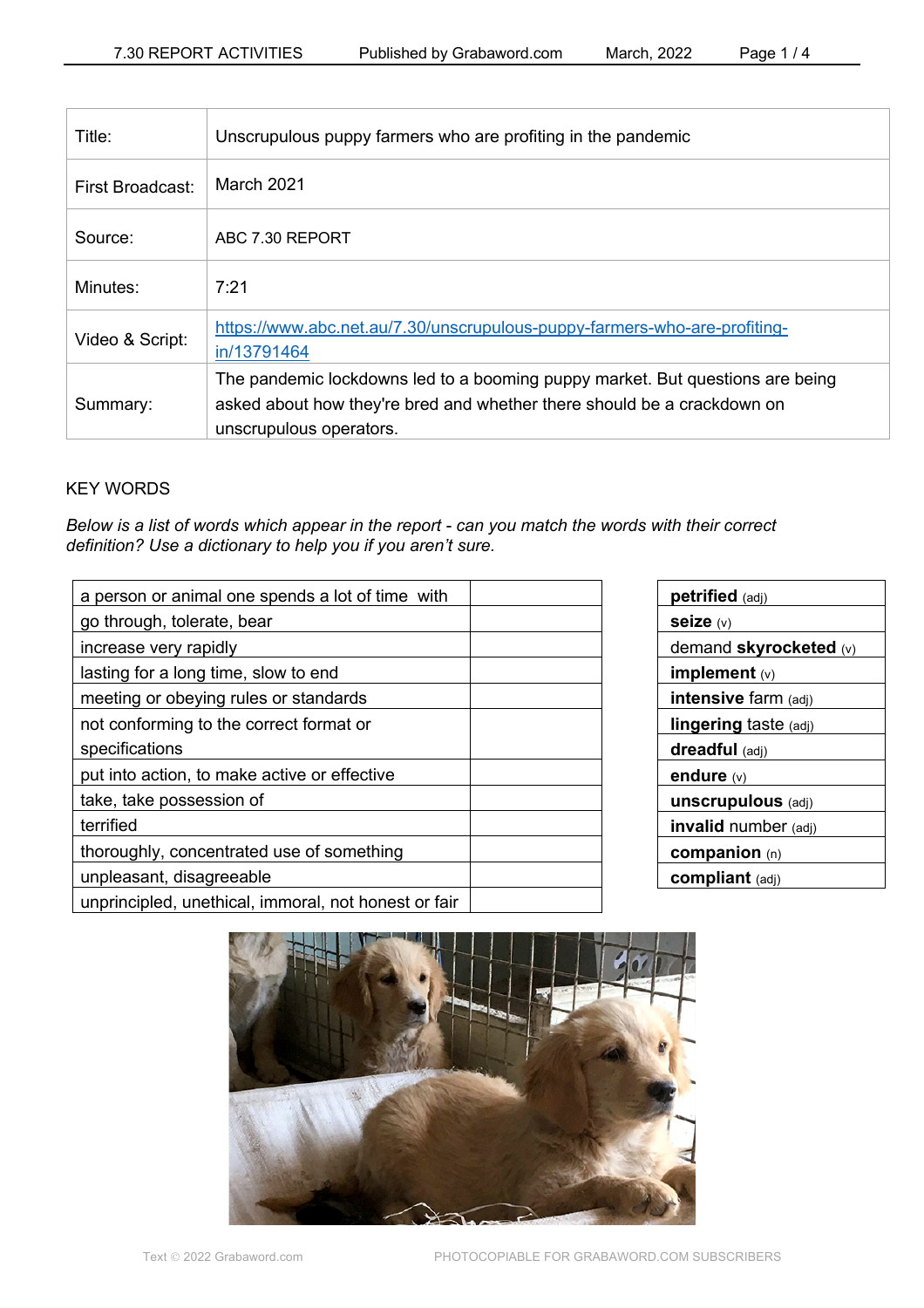| | |
|---|---|
| Title: | Unscrupulous puppy farmers who are profiting in the pandemic |
| First Broadcast: | March 2021 |
| Source: | ABC 7.30 REPORT |
| Minutes: | 7:21 |
| Video & Script: | https://www.abc.net.au/7.30/unscrupulous-puppy-farmers-who-are-profiting-in/13791464 |
| Summary: | The pandemic lockdowns led to a booming puppy market. But questions are being asked about how they're bred and whether there should be a crackdown on unscrupulous operators. |

KEY WORDS

*Below is a list of words which appear in the report - can you match the words with their correct definition? Use a dictionary to help you if you aren't sure.*

| Definition | |
|---|---|
| a person or animal one spends a lot of time with | |
| go through, tolerate, bear | |
| increase very rapidly | |
| lasting for a long time, slow to end | |
| meeting or obeying rules or standards | |
| not conforming to the correct format or specifications | |
| put into action, to make active or effective | |
| take, take possession of | |
| terrified | |
| thoroughly, concentrated use of something | |
| unpleasant, disagreeable | |
| unprincipled, unethical, immoral, not honest or fair | |

| Words |
|---|
| **petrified** (adj) |
| **seize** (v) |
| demand **skyrocketed** (v) |
| **implement** (v) |
| **intensive** farm (adj) |
| **lingering** taste (adj) |
| **dreadful** (adj) |
| **endure** (v) |
| **unscrupulous** (adj) |
| **invalid** number (adj) |
| **companion** (n) |
| **compliant** (adj) |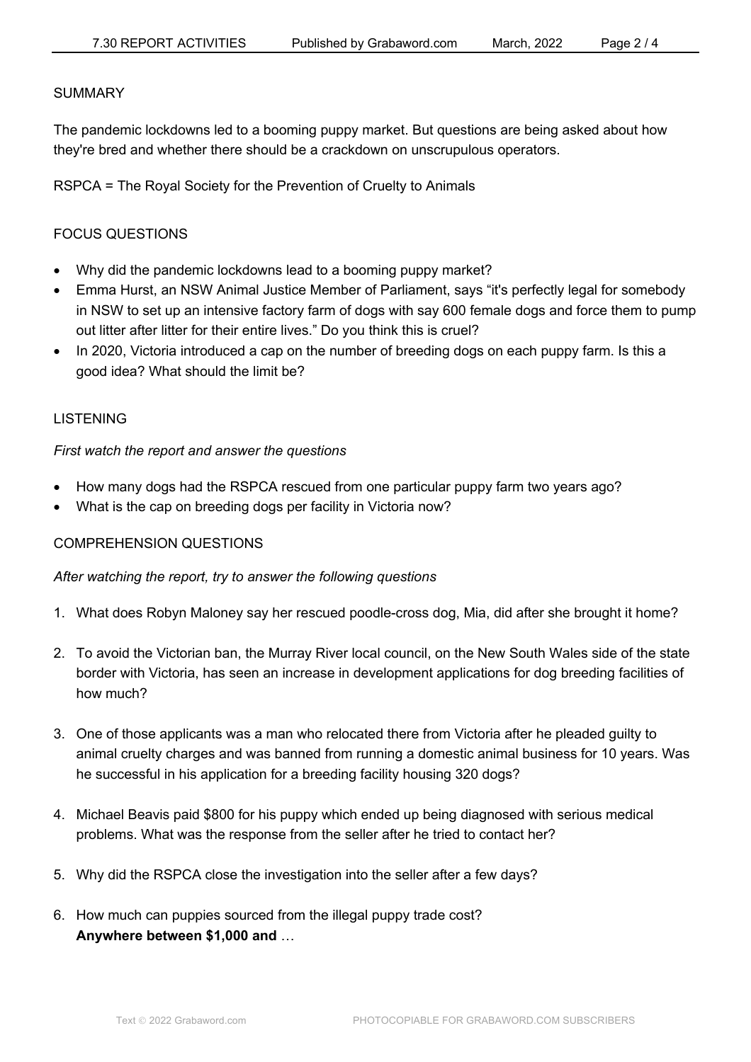## SUMMARY

The pandemic lockdowns led to a booming puppy market. But questions are being asked about how they're bred and whether there should be a crackdown on unscrupulous operators.

RSPCA = The Royal Society for the Prevention of Cruelty to Animals

## FOCUS QUESTIONS

- Why did the pandemic lockdowns lead to a booming puppy market?
- Emma Hurst, an NSW Animal Justice Member of Parliament, says "it's perfectly legal for somebody in NSW to set up an intensive factory farm of dogs with say 600 female dogs and force them to pump out litter after litter for their entire lives." Do you think this is cruel?
- In 2020, Victoria introduced a cap on the number of breeding dogs on each puppy farm. Is this a good idea? What should the limit be?

## LISTENING

*First watch the report and answer the questions*

- How many dogs had the RSPCA rescued from one particular puppy farm two years ago?
- What is the cap on breeding dogs per facility in Victoria now?

## COMPREHENSION QUESTIONS

*After watching the report, try to answer the following questions*

1. What does Robyn Maloney say her rescued poodle-cross dog, Mia, did after she brought it home?
2. To avoid the Victorian ban, the Murray River local council, on the New South Wales side of the state border with Victoria, has seen an increase in development applications for dog breeding facilities of how much?
3. One of those applicants was a man who relocated there from Victoria after he pleaded guilty to animal cruelty charges and was banned from running a domestic animal business for 10 years. Was he successful in his application for a breeding facility housing 320 dogs?
4. Michael Beavis paid $800 for his puppy which ended up being diagnosed with serious medical problems. What was the response from the seller after he tried to contact her?
5. Why did the RSPCA close the investigation into the seller after a few days?
6. How much can puppies sourced from the illegal puppy trade cost?
   **Anywhere between $1,000 and** …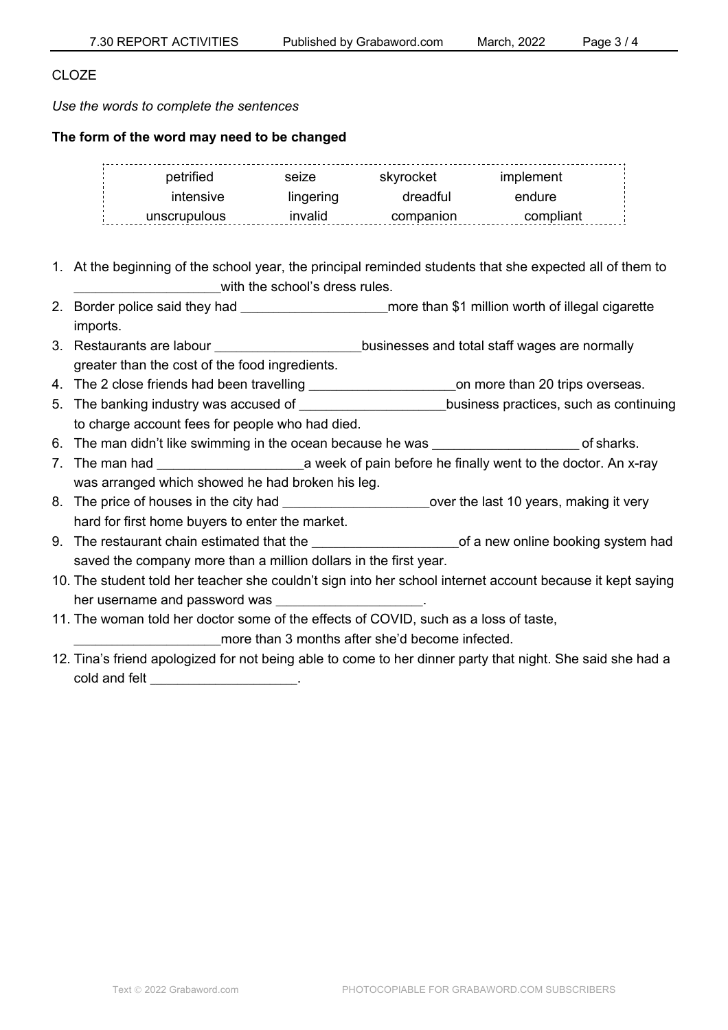CLOZE

*Use the words to complete the sentences*

**The form of the word may need to be changed**

| | | | |
|---|---|---|---|
| petrified | seize | skyrocket | implement |
| intensive | lingering | dreadful | endure |
| unscrupulous | invalid | companion | compliant |

1. At the beginning of the school year, the principal reminded students that she expected all of them to ____________________with the school's dress rules.
2. Border police said they had ____________________more than $1 million worth of illegal cigarette imports.
3. Restaurants are labour ____________________businesses and total staff wages are normally greater than the cost of the food ingredients.
4. The 2 close friends had been travelling ____________________on more than 20 trips overseas.
5. The banking industry was accused of ____________________business practices, such as continuing to charge account fees for people who had died.
6. The man didn't like swimming in the ocean because he was ____________________ of sharks.
7. The man had ____________________a week of pain before he finally went to the doctor. An x-ray was arranged which showed he had broken his leg.
8. The price of houses in the city had ____________________over the last 10 years, making it very hard for first home buyers to enter the market.
9. The restaurant chain estimated that the ____________________of a new online booking system had saved the company more than a million dollars in the first year.
10. The student told her teacher she couldn't sign into her school internet account because it kept saying her username and password was ____________________.
11. The woman told her doctor some of the effects of COVID, such as a loss of taste, ____________________more than 3 months after she'd become infected.
12. Tina's friend apologized for not being able to come to her dinner party that night. She said she had a cold and felt ____________________.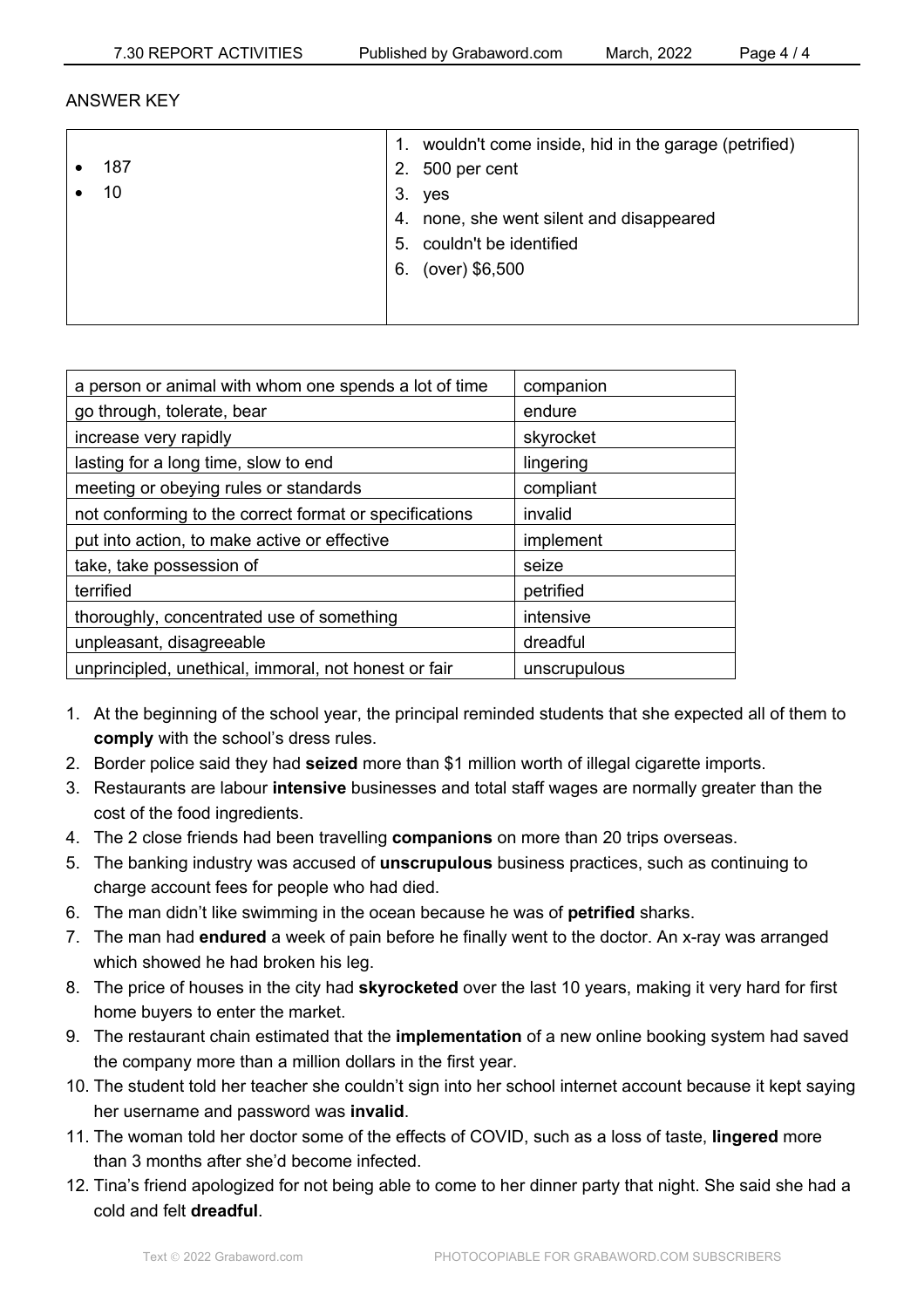ANSWER KEY

| | |
|---|---|
| • 187<br>• 10 | 1. wouldn't come inside, hid in the garage (petrified)<br>2. 500 per cent<br>3. yes<br>4. none, she went silent and disappeared<br>5. couldn't be identified<br>6. (over) $6,500 |

| | |
|---|---|
| a person or animal with whom one spends a lot of time | companion |
| go through, tolerate, bear | endure |
| increase very rapidly | skyrocket |
| lasting for a long time, slow to end | lingering |
| meeting or obeying rules or standards | compliant |
| not conforming to the correct format or specifications | invalid |
| put into action, to make active or effective | implement |
| take, take possession of | seize |
| terrified | petrified |
| thoroughly, concentrated use of something | intensive |
| unpleasant, disagreeable | dreadful |
| unprincipled, unethical, immoral, not honest or fair | unscrupulous |

1. At the beginning of the school year, the principal reminded students that she expected all of them to **comply** with the school's dress rules.
2. Border police said they had **seized** more than $1 million worth of illegal cigarette imports.
3. Restaurants are labour **intensive** businesses and total staff wages are normally greater than the cost of the food ingredients.
4. The 2 close friends had been travelling **companions** on more than 20 trips overseas.
5. The banking industry was accused of **unscrupulous** business practices, such as continuing to charge account fees for people who had died.
6. The man didn't like swimming in the ocean because he was of **petrified** sharks.
7. The man had **endured** a week of pain before he finally went to the doctor. An x-ray was arranged which showed he had broken his leg.
8. The price of houses in the city had **skyrocketed** over the last 10 years, making it very hard for first home buyers to enter the market.
9. The restaurant chain estimated that the **implementation** of a new online booking system had saved the company more than a million dollars in the first year.
10. The student told her teacher she couldn't sign into her school internet account because it kept saying her username and password was **invalid**.
11. The woman told her doctor some of the effects of COVID, such as a loss of taste, **lingered** more than 3 months after she'd become infected.
12. Tina's friend apologized for not being able to come to her dinner party that night. She said she had a cold and felt **dreadful**.